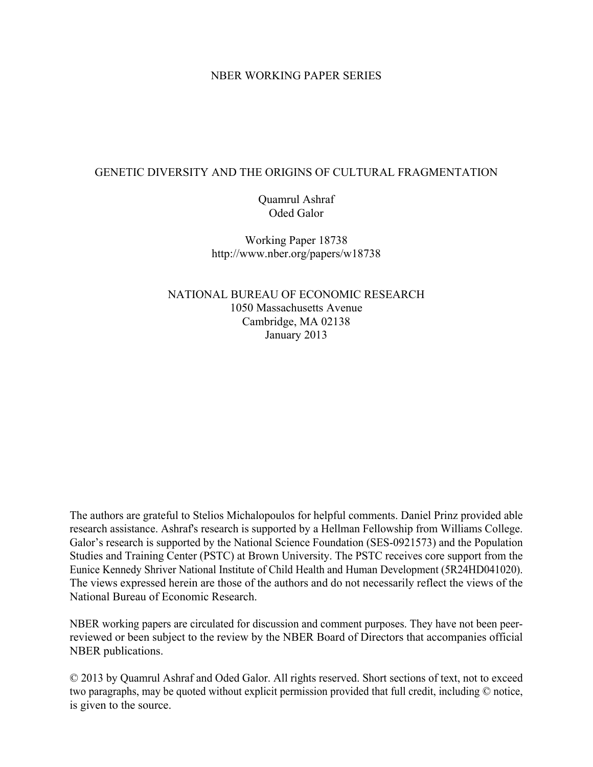NBER WORKING PAPER SERIES

# GENETIC DIVERSITY AND THE ORIGINS OF CULTURAL FRAGMENTATION

Quamrul Ashraf
Oded Galor

Working Paper 18738
http://www.nber.org/papers/w18738

NATIONAL BUREAU OF ECONOMIC RESEARCH
1050 Massachusetts Avenue
Cambridge, MA 02138
January 2013

The authors are grateful to Stelios Michalopoulos for helpful comments. Daniel Prinz provided able research assistance. Ashraf's research is supported by a Hellman Fellowship from Williams College. Galor's research is supported by the National Science Foundation (SES-0921573) and the Population Studies and Training Center (PSTC) at Brown University. The PSTC receives core support from the Eunice Kennedy Shriver National Institute of Child Health and Human Development (5R24HD041020). The views expressed herein are those of the authors and do not necessarily reflect the views of the National Bureau of Economic Research.

NBER working papers are circulated for discussion and comment purposes. They have not been peer-reviewed or been subject to the review by the NBER Board of Directors that accompanies official NBER publications.

© 2013 by Quamrul Ashraf and Oded Galor. All rights reserved. Short sections of text, not to exceed two paragraphs, may be quoted without explicit permission provided that full credit, including © notice, is given to the source.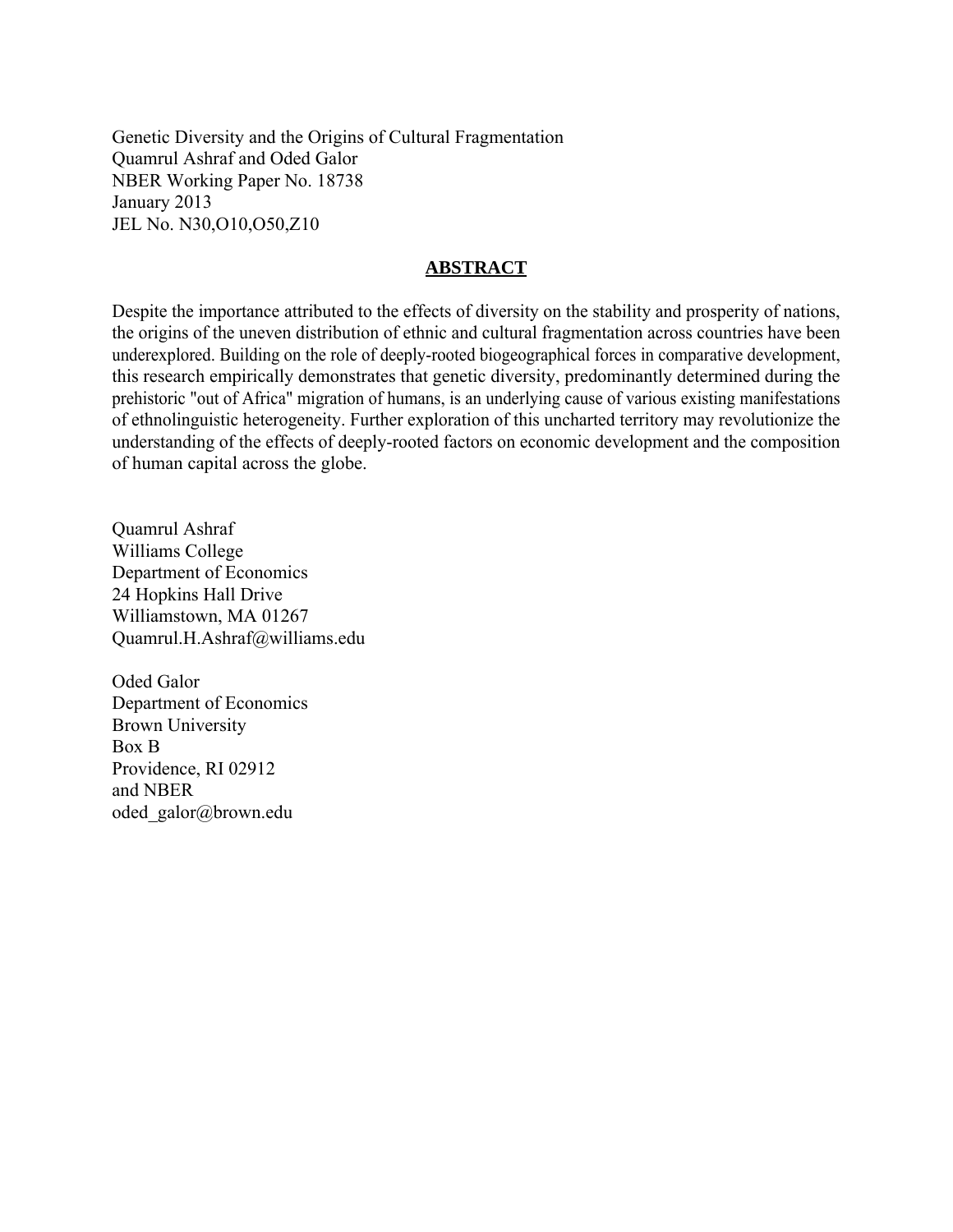Genetic Diversity and the Origins of Cultural Fragmentation
Quamrul Ashraf and Oded Galor
NBER Working Paper No. 18738
January 2013
JEL No. N30,O10,O50,Z10

## ABSTRACT

Despite the importance attributed to the effects of diversity on the stability and prosperity of nations, the origins of the uneven distribution of ethnic and cultural fragmentation across countries have been underexplored. Building on the role of deeply-rooted biogeographical forces in comparative development, this research empirically demonstrates that genetic diversity, predominantly determined during the prehistoric "out of Africa" migration of humans, is an underlying cause of various existing manifestations of ethnolinguistic heterogeneity. Further exploration of this uncharted territory may revolutionize the understanding of the effects of deeply-rooted factors on economic development and the composition of human capital across the globe.

Quamrul Ashraf
Williams College
Department of Economics
24 Hopkins Hall Drive
Williamstown, MA 01267
Quamrul.H.Ashraf@williams.edu

Oded Galor
Department of Economics
Brown University
Box B
Providence, RI 02912
and NBER
oded_galor@brown.edu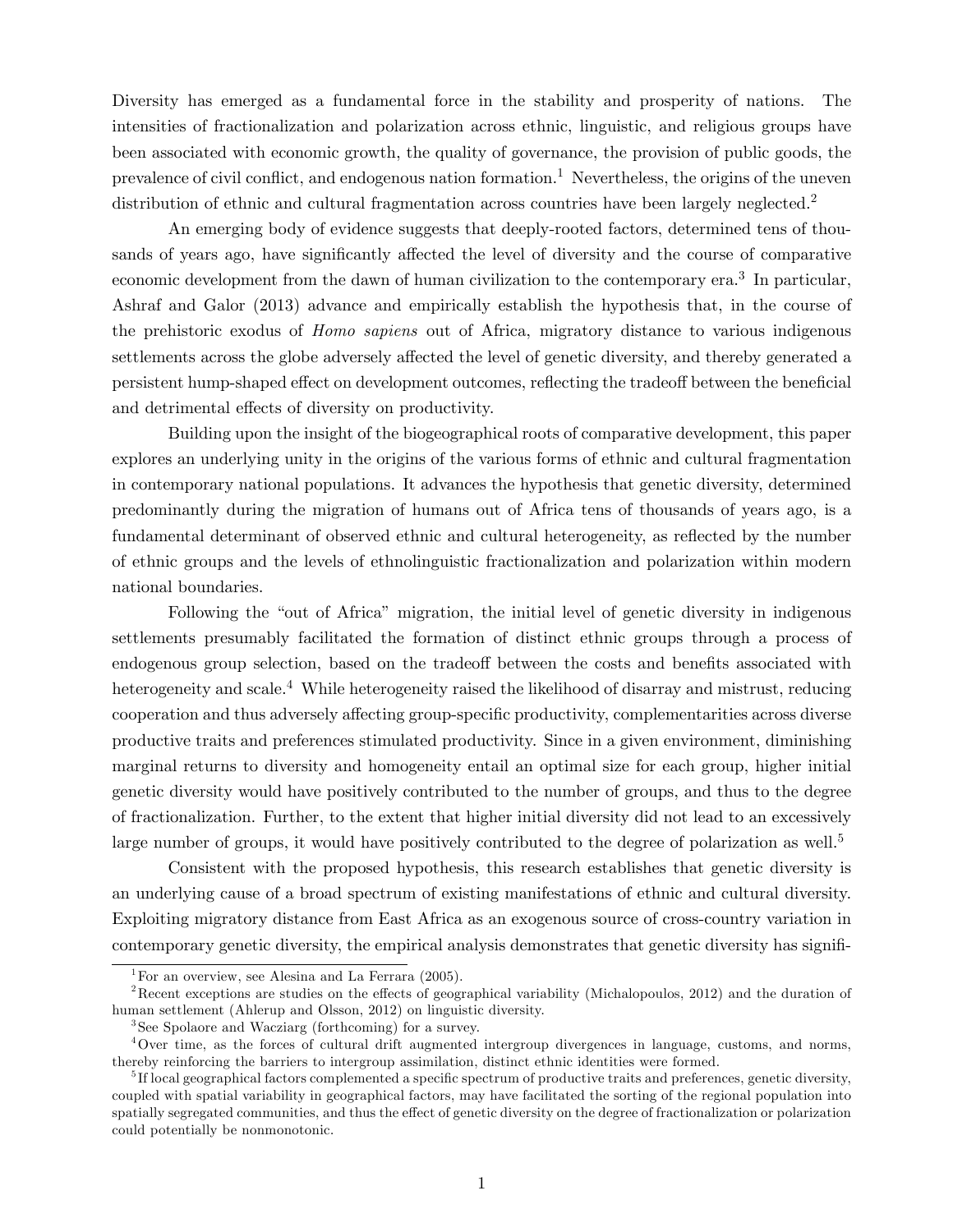Diversity has emerged as a fundamental force in the stability and prosperity of nations. The intensities of fractionalization and polarization across ethnic, linguistic, and religious groups have been associated with economic growth, the quality of governance, the provision of public goods, the prevalence of civil conflict, and endogenous nation formation.[1] Nevertheless, the origins of the uneven distribution of ethnic and cultural fragmentation across countries have been largely neglected.[2]

An emerging body of evidence suggests that deeply-rooted factors, determined tens of thousands of years ago, have significantly affected the level of diversity and the course of comparative economic development from the dawn of human civilization to the contemporary era.[3] In particular, Ashraf and Galor (2013) advance and empirically establish the hypothesis that, in the course of the prehistoric exodus of *Homo sapiens* out of Africa, migratory distance to various indigenous settlements across the globe adversely affected the level of genetic diversity, and thereby generated a persistent hump-shaped effect on development outcomes, reflecting the tradeoff between the beneficial and detrimental effects of diversity on productivity.

Building upon the insight of the biogeographical roots of comparative development, this paper explores an underlying unity in the origins of the various forms of ethnic and cultural fragmentation in contemporary national populations. It advances the hypothesis that genetic diversity, determined predominantly during the migration of humans out of Africa tens of thousands of years ago, is a fundamental determinant of observed ethnic and cultural heterogeneity, as reflected by the number of ethnic groups and the levels of ethnolinguistic fractionalization and polarization within modern national boundaries.

Following the "out of Africa" migration, the initial level of genetic diversity in indigenous settlements presumably facilitated the formation of distinct ethnic groups through a process of endogenous group selection, based on the tradeoff between the costs and benefits associated with heterogeneity and scale.[4] While heterogeneity raised the likelihood of disarray and mistrust, reducing cooperation and thus adversely affecting group-specific productivity, complementarities across diverse productive traits and preferences stimulated productivity. Since in a given environment, diminishing marginal returns to diversity and homogeneity entail an optimal size for each group, higher initial genetic diversity would have positively contributed to the number of groups, and thus to the degree of fractionalization. Further, to the extent that higher initial diversity did not lead to an excessively large number of groups, it would have positively contributed to the degree of polarization as well.[5]

Consistent with the proposed hypothesis, this research establishes that genetic diversity is an underlying cause of a broad spectrum of existing manifestations of ethnic and cultural diversity. Exploiting migratory distance from East Africa as an exogenous source of cross-country variation in contemporary genetic diversity, the empirical analysis demonstrates that genetic diversity has signifi-

---

[1] For an overview, see Alesina and La Ferrara (2005).

[2] Recent exceptions are studies on the effects of geographical variability (Michalopoulos, 2012) and the duration of human settlement (Ahlerup and Olsson, 2012) on linguistic diversity.

[3] See Spolaore and Wacziarg (forthcoming) for a survey.

[4] Over time, as the forces of cultural drift augmented intergroup divergences in language, customs, and norms, thereby reinforcing the barriers to intergroup assimilation, distinct ethnic identities were formed.

[5] If local geographical factors complemented a specific spectrum of productive traits and preferences, genetic diversity, coupled with spatial variability in geographical factors, may have facilitated the sorting of the regional population into spatially segregated communities, and thus the effect of genetic diversity on the degree of fractionalization or polarization could potentially be nonmonotonic.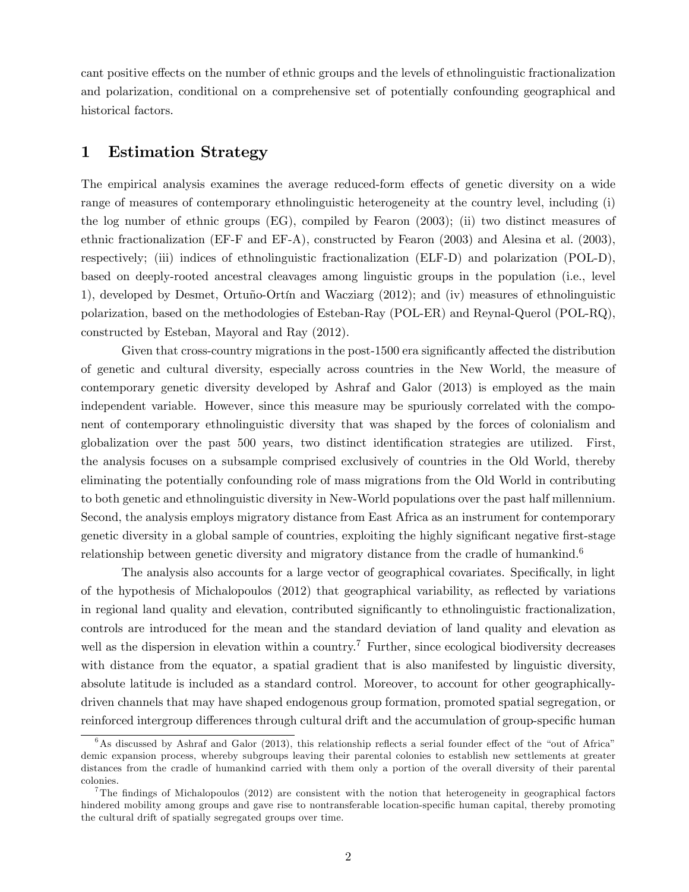cant positive effects on the number of ethnic groups and the levels of ethnolinguistic fractionalization and polarization, conditional on a comprehensive set of potentially confounding geographical and historical factors.

# 1 Estimation Strategy

The empirical analysis examines the average reduced-form effects of genetic diversity on a wide range of measures of contemporary ethnolinguistic heterogeneity at the country level, including (i) the log number of ethnic groups (EG), compiled by Fearon (2003); (ii) two distinct measures of ethnic fractionalization (EF-F and EF-A), constructed by Fearon (2003) and Alesina et al. (2003), respectively; (iii) indices of ethnolinguistic fractionalization (ELF-D) and polarization (POL-D), based on deeply-rooted ancestral cleavages among linguistic groups in the population (i.e., level 1), developed by Desmet, Ortuño-Ortín and Wacziarg (2012); and (iv) measures of ethnolinguistic polarization, based on the methodologies of Esteban-Ray (POL-ER) and Reynal-Querol (POL-RQ), constructed by Esteban, Mayoral and Ray (2012).

Given that cross-country migrations in the post-1500 era significantly affected the distribution of genetic and cultural diversity, especially across countries in the New World, the measure of contemporary genetic diversity developed by Ashraf and Galor (2013) is employed as the main independent variable. However, since this measure may be spuriously correlated with the component of contemporary ethnolinguistic diversity that was shaped by the forces of colonialism and globalization over the past 500 years, two distinct identification strategies are utilized. First, the analysis focuses on a subsample comprised exclusively of countries in the Old World, thereby eliminating the potentially confounding role of mass migrations from the Old World in contributing to both genetic and ethnolinguistic diversity in New-World populations over the past half millennium. Second, the analysis employs migratory distance from East Africa as an instrument for contemporary genetic diversity in a global sample of countries, exploiting the highly significant negative first-stage relationship between genetic diversity and migratory distance from the cradle of humankind.[6]

The analysis also accounts for a large vector of geographical covariates. Specifically, in light of the hypothesis of Michalopoulos (2012) that geographical variability, as reflected by variations in regional land quality and elevation, contributed significantly to ethnolinguistic fractionalization, controls are introduced for the mean and the standard deviation of land quality and elevation as well as the dispersion in elevation within a country.[7] Further, since ecological biodiversity decreases with distance from the equator, a spatial gradient that is also manifested by linguistic diversity, absolute latitude is included as a standard control. Moreover, to account for other geographically-driven channels that may have shaped endogenous group formation, promoted spatial segregation, or reinforced intergroup differences through cultural drift and the accumulation of group-specific human

[6] As discussed by Ashraf and Galor (2013), this relationship reflects a serial founder effect of the "out of Africa" demic expansion process, whereby subgroups leaving their parental colonies to establish new settlements at greater distances from the cradle of humankind carried with them only a portion of the overall diversity of their parental colonies.

[7] The findings of Michalopoulos (2012) are consistent with the notion that heterogeneity in geographical factors hindered mobility among groups and gave rise to nontransferable location-specific human capital, thereby promoting the cultural drift of spatially segregated groups over time.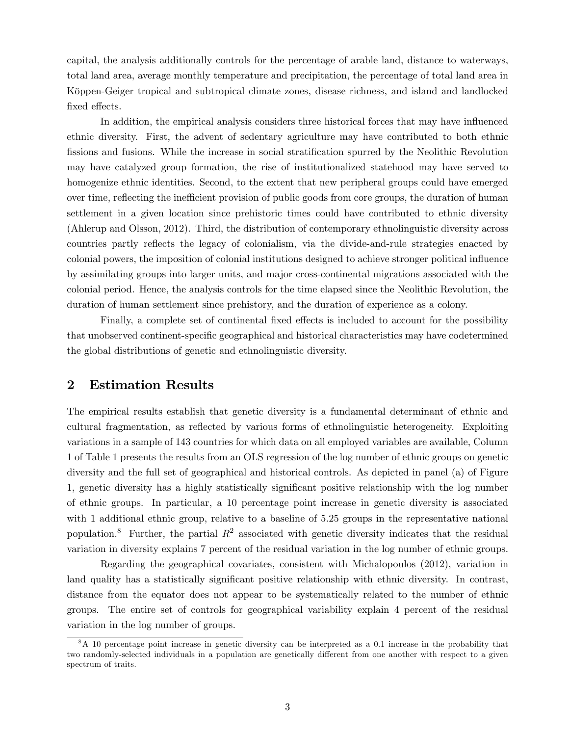capital, the analysis additionally controls for the percentage of arable land, distance to waterways, total land area, average monthly temperature and precipitation, the percentage of total land area in Köppen-Geiger tropical and subtropical climate zones, disease richness, and island and landlocked fixed effects.

In addition, the empirical analysis considers three historical forces that may have influenced ethnic diversity. First, the advent of sedentary agriculture may have contributed to both ethnic fissions and fusions. While the increase in social stratification spurred by the Neolithic Revolution may have catalyzed group formation, the rise of institutionalized statehood may have served to homogenize ethnic identities. Second, to the extent that new peripheral groups could have emerged over time, reflecting the inefficient provision of public goods from core groups, the duration of human settlement in a given location since prehistoric times could have contributed to ethnic diversity (Ahlerup and Olsson, 2012). Third, the distribution of contemporary ethnolinguistic diversity across countries partly reflects the legacy of colonialism, via the divide-and-rule strategies enacted by colonial powers, the imposition of colonial institutions designed to achieve stronger political influence by assimilating groups into larger units, and major cross-continental migrations associated with the colonial period. Hence, the analysis controls for the time elapsed since the Neolithic Revolution, the duration of human settlement since prehistory, and the duration of experience as a colony.

Finally, a complete set of continental fixed effects is included to account for the possibility that unobserved continent-specific geographical and historical characteristics may have codetermined the global distributions of genetic and ethnolinguistic diversity.

## 2 Estimation Results

The empirical results establish that genetic diversity is a fundamental determinant of ethnic and cultural fragmentation, as reflected by various forms of ethnolinguistic heterogeneity. Exploiting variations in a sample of 143 countries for which data on all employed variables are available, Column 1 of Table 1 presents the results from an OLS regression of the log number of ethnic groups on genetic diversity and the full set of geographical and historical controls. As depicted in panel (a) of Figure 1, genetic diversity has a highly statistically significant positive relationship with the log number of ethnic groups. In particular, a 10 percentage point increase in genetic diversity is associated with 1 additional ethnic group, relative to a baseline of 5.25 groups in the representative national population.[8] Further, the partial $R^2$ associated with genetic diversity indicates that the residual variation in diversity explains 7 percent of the residual variation in the log number of ethnic groups.

Regarding the geographical covariates, consistent with Michalopoulos (2012), variation in land quality has a statistically significant positive relationship with ethnic diversity. In contrast, distance from the equator does not appear to be systematically related to the number of ethnic groups. The entire set of controls for geographical variability explain 4 percent of the residual variation in the log number of groups.

[8] A 10 percentage point increase in genetic diversity can be interpreted as a 0.1 increase in the probability that two randomly-selected individuals in a population are genetically different from one another with respect to a given spectrum of traits.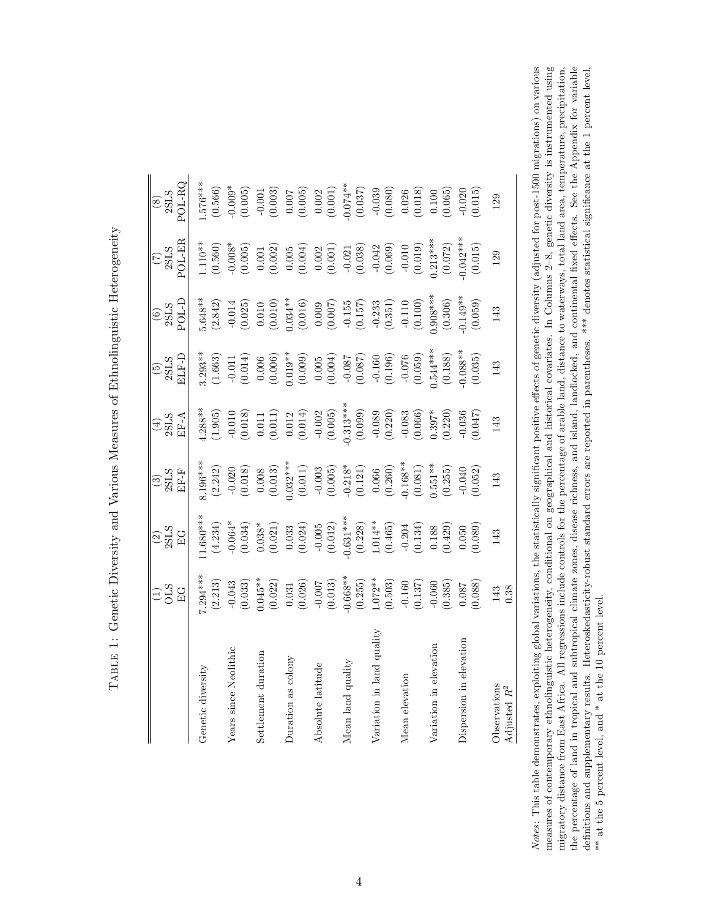Table 1: Genetic Diversity and Various Measures of Ethnolinguistic Heterogeneity

| | (1) OLS EG | (2) 2SLS EG | (3) 2SLS EF-F | (4) 2SLS EF-A | (5) 2SLS ELF-D | (6) 2SLS POL-D | (7) 2SLS POL-ER | (8) 2SLS POL-RQ |
|---|---|---|---|---|---|---|---|---|
| Genetic diversity | 7.294*** | 11.680*** | 8.196*** | 4.288** | 3.293** | 5.648** | 1.110** | 1.576*** |
| | (2.213) | (4.234) | (2.242) | (1.905) | (1.663) | (2.842) | (0.560) | (0.566) |
| Years since Neolithic | -0.043 | -0.064* | -0.020 | -0.010 | -0.011 | -0.014 | -0.008* | -0.009* |
| | (0.033) | (0.034) | (0.018) | (0.018) | (0.014) | (0.025) | (0.005) | (0.005) |
| Settlement duration | 0.045** | 0.038* | 0.008 | 0.011 | 0.006 | 0.010 | 0.001 | -0.001 |
| | (0.022) | (0.021) | (0.013) | (0.011) | (0.006) | (0.010) | (0.002) | (0.003) |
| Duration as colony | 0.031 | 0.033 | 0.032*** | 0.012 | 0.019** | 0.034** | 0.005 | 0.007 |
| | (0.026) | (0.024) | (0.011) | (0.014) | (0.009) | (0.016) | (0.004) | (0.005) |
| Absolute latitude | -0.007 | -0.005 | -0.003 | -0.002 | 0.005 | 0.009 | 0.002 | 0.002 |
| | (0.013) | (0.012) | (0.005) | (0.005) | (0.004) | (0.007) | (0.001) | (0.001) |
| Mean land quality | -0.668** | -0.631*** | -0.218* | -0.313*** | -0.087 | -0.155 | -0.021 | -0.074** |
| | (0.255) | (0.228) | (0.121) | (0.099) | (0.087) | (0.157) | (0.038) | (0.037) |
| Variation in land quality | 1.072** | 1.014** | 0.066 | -0.089 | -0.160 | -0.233 | -0.042 | -0.039 |
| | (0.503) | (0.465) | (0.260) | (0.220) | (0.196) | (0.351) | (0.069) | (0.080) |
| Mean elevation | -0.160 | -0.204 | -0.168** | -0.083 | -0.076 | -0.110 | -0.010 | 0.026 |
| | (0.137) | (0.134) | (0.081) | (0.066) | (0.059) | (0.100) | (0.019) | (0.018) |
| Variation in elevation | -0.060 | 0.188 | 0.551** | 0.397* | 0.544*** | 0.908*** | 0.213*** | 0.100 |
| | (0.385) | (0.429) | (0.255) | (0.220) | (0.188) | (0.306) | (0.072) | (0.065) |
| Dispersion in elevation | 0.087 | 0.050 | -0.040 | -0.036 | -0.088** | -0.149** | -0.042*** | -0.020 |
| | (0.088) | (0.089) | (0.052) | (0.047) | (0.035) | (0.059) | (0.015) | (0.015) |
| Observations | 143 | 143 | 143 | 143 | 143 | 143 | 129 | 129 |
| Adjusted $R^2$ | 0.38 | | | | | | | |

*Notes*: This table demonstrates, exploiting global variations, the statistically significant positive effects of genetic diversity (adjusted for post-1500 migrations) on various measures of contemporary ethnolinguistic heterogeneity, conditional on geographical and historical covariates. In Columns 2–8, genetic diversity is instrumented using migratory distance from East Africa. All regressions include controls for the percentage of arable land, distance to waterways, total land area, temperature, precipitation, the percentage of land in tropical and subtropical climate zones, disease richness, and island, landlocked, and continental fixed effects. See the Appendix for variable definitions and supplementary results. Heteroskedasticity-robust standard errors are reported in parentheses. *** denotes statistical significance at the 1 percent level, ** at the 5 percent level, and * at the 10 percent level.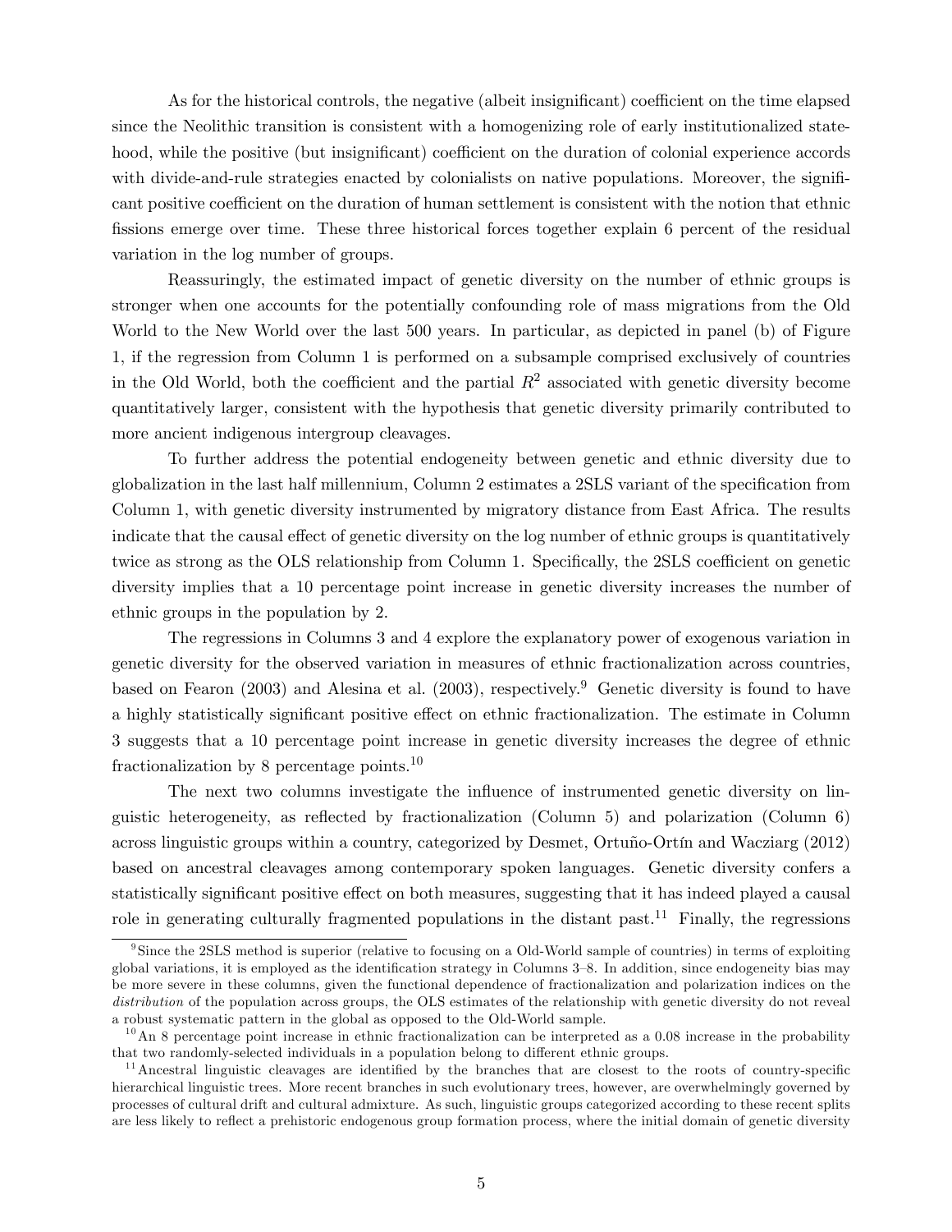As for the historical controls, the negative (albeit insignificant) coefficient on the time elapsed since the Neolithic transition is consistent with a homogenizing role of early institutionalized statehood, while the positive (but insignificant) coefficient on the duration of colonial experience accords with divide-and-rule strategies enacted by colonialists on native populations. Moreover, the significant positive coefficient on the duration of human settlement is consistent with the notion that ethnic fissions emerge over time. These three historical forces together explain 6 percent of the residual variation in the log number of groups.

Reassuringly, the estimated impact of genetic diversity on the number of ethnic groups is stronger when one accounts for the potentially confounding role of mass migrations from the Old World to the New World over the last 500 years. In particular, as depicted in panel (b) of Figure 1, if the regression from Column 1 is performed on a subsample comprised exclusively of countries in the Old World, both the coefficient and the partial $R^2$ associated with genetic diversity become quantitatively larger, consistent with the hypothesis that genetic diversity primarily contributed to more ancient indigenous intergroup cleavages.

To further address the potential endogeneity between genetic and ethnic diversity due to globalization in the last half millennium, Column 2 estimates a 2SLS variant of the specification from Column 1, with genetic diversity instrumented by migratory distance from East Africa. The results indicate that the causal effect of genetic diversity on the log number of ethnic groups is quantitatively twice as strong as the OLS relationship from Column 1. Specifically, the 2SLS coefficient on genetic diversity implies that a 10 percentage point increase in genetic diversity increases the number of ethnic groups in the population by 2.

The regressions in Columns 3 and 4 explore the explanatory power of exogenous variation in genetic diversity for the observed variation in measures of ethnic fractionalization across countries, based on Fearon (2003) and Alesina et al. (2003), respectively.[9] Genetic diversity is found to have a highly statistically significant positive effect on ethnic fractionalization. The estimate in Column 3 suggests that a 10 percentage point increase in genetic diversity increases the degree of ethnic fractionalization by 8 percentage points.[10]

The next two columns investigate the influence of instrumented genetic diversity on linguistic heterogeneity, as reflected by fractionalization (Column 5) and polarization (Column 6) across linguistic groups within a country, categorized by Desmet, Ortuño-Ortín and Wacziarg (2012) based on ancestral cleavages among contemporary spoken languages. Genetic diversity confers a statistically significant positive effect on both measures, suggesting that it has indeed played a causal role in generating culturally fragmented populations in the distant past.[11] Finally, the regressions

[9] Since the 2SLS method is superior (relative to focusing on a Old-World sample of countries) in terms of exploiting global variations, it is employed as the identification strategy in Columns 3–8. In addition, since endogeneity bias may be more severe in these columns, given the functional dependence of fractionalization and polarization indices on the *distribution* of the population across groups, the OLS estimates of the relationship with genetic diversity do not reveal a robust systematic pattern in the global as opposed to the Old-World sample.

[10] An 8 percentage point increase in ethnic fractionalization can be interpreted as a 0.08 increase in the probability that two randomly-selected individuals in a population belong to different ethnic groups.

[11] Ancestral linguistic cleavages are identified by the branches that are closest to the roots of country-specific hierarchical linguistic trees. More recent branches in such evolutionary trees, however, are overwhelmingly governed by processes of cultural drift and cultural admixture. As such, linguistic groups categorized according to these recent splits are less likely to reflect a prehistoric endogenous group formation process, where the initial domain of genetic diversity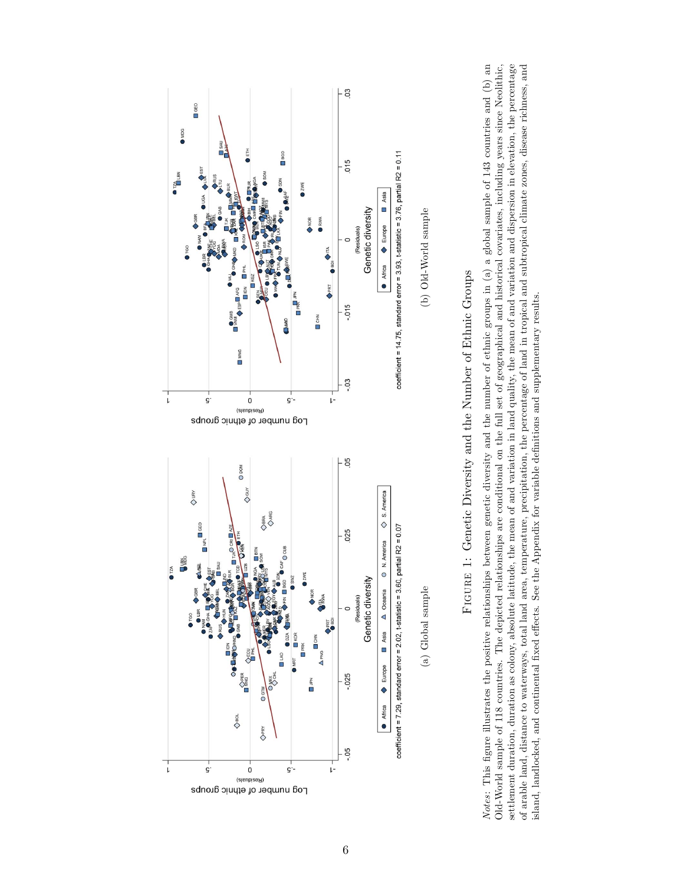(a) Global sample

coefficient = 7.29, standard error = 2.02, t-statistic = 3.60, partial R2 = 0.07

(b) Old-World sample

coefficient = 14.75, standard error = 3.93, t-statistic = 3.76, partial R2 = 0.11

Figure 1: Genetic Diversity and the Number of Ethnic Groups

*Notes*: This figure illustrates the positive relationships between genetic diversity and the number of ethnic groups in (a) a global sample of 143 countries and (b) an Old-World sample of 118 countries. The depicted relationships are conditional on the full set of geographical and historical covariates, including years since Neolithic, settlement duration, duration as colony, absolute latitude, the mean of and variation in land quality, the mean of and variation and dispersion in elevation, the percentage of arable land, distance to waterways, total land area, temperature, precipitation, the percentage of land in tropical and subtropical climate zones, disease richness, and island, landlocked, and continental fixed effects. See the Appendix for variable definitions and supplementary results.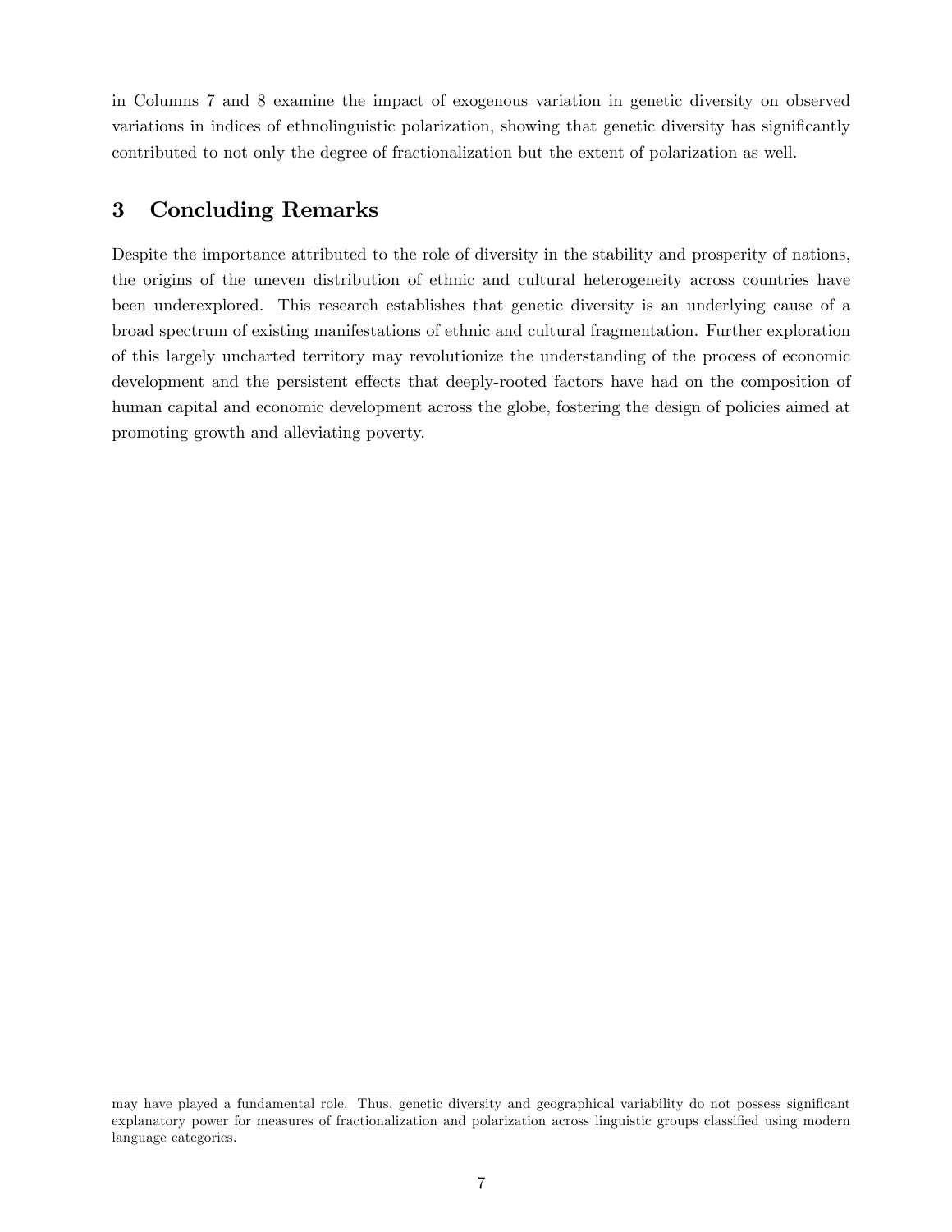in Columns 7 and 8 examine the impact of exogenous variation in genetic diversity on observed variations in indices of ethnolinguistic polarization, showing that genetic diversity has significantly contributed to not only the degree of fractionalization but the extent of polarization as well.

## 3 Concluding Remarks

Despite the importance attributed to the role of diversity in the stability and prosperity of nations, the origins of the uneven distribution of ethnic and cultural heterogeneity across countries have been underexplored. This research establishes that genetic diversity is an underlying cause of a broad spectrum of existing manifestations of ethnic and cultural fragmentation. Further exploration of this largely uncharted territory may revolutionize the understanding of the process of economic development and the persistent effects that deeply-rooted factors have had on the composition of human capital and economic development across the globe, fostering the design of policies aimed at promoting growth and alleviating poverty.

---

may have played a fundamental role. Thus, genetic diversity and geographical variability do not possess significant explanatory power for measures of fractionalization and polarization across linguistic groups classified using modern language categories.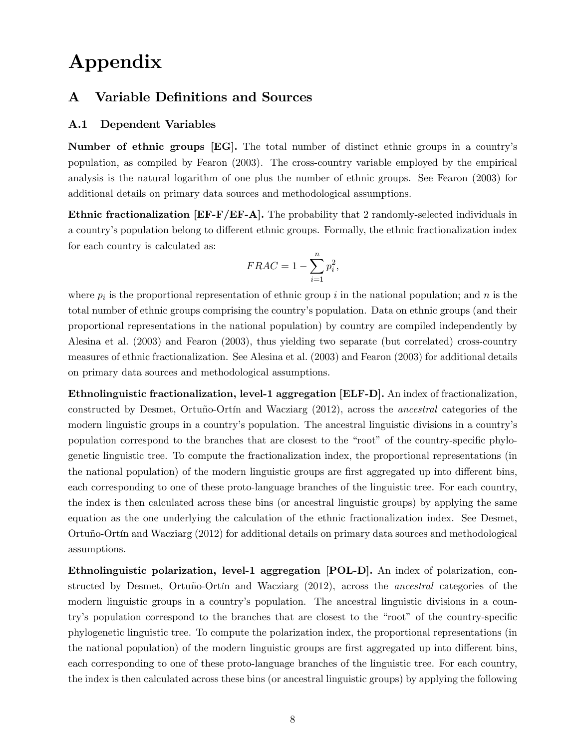# Appendix

## A Variable Definitions and Sources

### A.1 Dependent Variables

**Number of ethnic groups [EG].** The total number of distinct ethnic groups in a country's population, as compiled by Fearon (2003). The cross-country variable employed by the empirical analysis is the natural logarithm of one plus the number of ethnic groups. See Fearon (2003) for additional details on primary data sources and methodological assumptions.

**Ethnic fractionalization [EF-F/EF-A].** The probability that 2 randomly-selected individuals in a country's population belong to different ethnic groups. Formally, the ethnic fractionalization index for each country is calculated as:

$$FRAC = 1 - \sum_{i=1}^{n} p_i^2,$$

where $p_i$ is the proportional representation of ethnic group $i$ in the national population; and $n$ is the total number of ethnic groups comprising the country's population. Data on ethnic groups (and their proportional representations in the national population) by country are compiled independently by Alesina et al. (2003) and Fearon (2003), thus yielding two separate (but correlated) cross-country measures of ethnic fractionalization. See Alesina et al. (2003) and Fearon (2003) for additional details on primary data sources and methodological assumptions.

**Ethnolinguistic fractionalization, level-1 aggregation [ELF-D].** An index of fractionalization, constructed by Desmet, Ortuño-Ortín and Wacziarg (2012), across the *ancestral* categories of the modern linguistic groups in a country's population. The ancestral linguistic divisions in a country's population correspond to the branches that are closest to the "root" of the country-specific phylogenetic linguistic tree. To compute the fractionalization index, the proportional representations (in the national population) of the modern linguistic groups are first aggregated up into different bins, each corresponding to one of these proto-language branches of the linguistic tree. For each country, the index is then calculated across these bins (or ancestral linguistic groups) by applying the same equation as the one underlying the calculation of the ethnic fractionalization index. See Desmet, Ortuño-Ortín and Wacziarg (2012) for additional details on primary data sources and methodological assumptions.

**Ethnolinguistic polarization, level-1 aggregation [POL-D].** An index of polarization, constructed by Desmet, Ortuño-Ortín and Wacziarg (2012), across the *ancestral* categories of the modern linguistic groups in a country's population. The ancestral linguistic divisions in a country's population correspond to the branches that are closest to the "root" of the country-specific phylogenetic linguistic tree. To compute the polarization index, the proportional representations (in the national population) of the modern linguistic groups are first aggregated up into different bins, each corresponding to one of these proto-language branches of the linguistic tree. For each country, the index is then calculated across these bins (or ancestral linguistic groups) by applying the following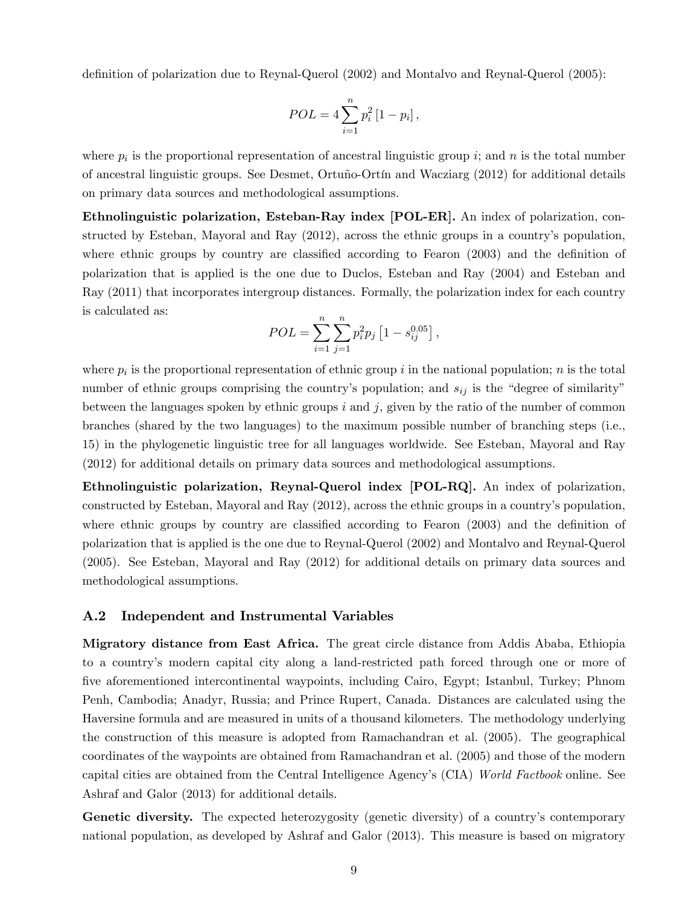definition of polarization due to Reynal-Querol (2002) and Montalvo and Reynal-Querol (2005):

$$POL = 4\sum_{i=1}^{n} p_i^2 \left[1 - p_i\right],$$

where $p_i$ is the proportional representation of ancestral linguistic group $i$; and $n$ is the total number of ancestral linguistic groups. See Desmet, Ortuño-Ortín and Wacziarg (2012) for additional details on primary data sources and methodological assumptions.

**Ethnolinguistic polarization, Esteban-Ray index [POL-ER].** An index of polarization, constructed by Esteban, Mayoral and Ray (2012), across the ethnic groups in a country's population, where ethnic groups by country are classified according to Fearon (2003) and the definition of polarization that is applied is the one due to Duclos, Esteban and Ray (2004) and Esteban and Ray (2011) that incorporates intergroup distances. Formally, the polarization index for each country is calculated as:

$$POL = \sum_{i=1}^{n}\sum_{j=1}^{n} p_i^2 p_j \left[1 - s_{ij}^{0.05}\right],$$

where $p_i$ is the proportional representation of ethnic group $i$ in the national population; $n$ is the total number of ethnic groups comprising the country's population; and $s_{ij}$ is the "degree of similarity" between the languages spoken by ethnic groups $i$ and $j$, given by the ratio of the number of common branches (shared by the two languages) to the maximum possible number of branching steps (i.e., 15) in the phylogenetic linguistic tree for all languages worldwide. See Esteban, Mayoral and Ray (2012) for additional details on primary data sources and methodological assumptions.

**Ethnolinguistic polarization, Reynal-Querol index [POL-RQ].** An index of polarization, constructed by Esteban, Mayoral and Ray (2012), across the ethnic groups in a country's population, where ethnic groups by country are classified according to Fearon (2003) and the definition of polarization that is applied is the one due to Reynal-Querol (2002) and Montalvo and Reynal-Querol (2005). See Esteban, Mayoral and Ray (2012) for additional details on primary data sources and methodological assumptions.

## A.2 Independent and Instrumental Variables

**Migratory distance from East Africa.** The great circle distance from Addis Ababa, Ethiopia to a country's modern capital city along a land-restricted path forced through one or more of five aforementioned intercontinental waypoints, including Cairo, Egypt; Istanbul, Turkey; Phnom Penh, Cambodia; Anadyr, Russia; and Prince Rupert, Canada. Distances are calculated using the Haversine formula and are measured in units of a thousand kilometers. The methodology underlying the construction of this measure is adopted from Ramachandran et al. (2005). The geographical coordinates of the waypoints are obtained from Ramachandran et al. (2005) and those of the modern capital cities are obtained from the Central Intelligence Agency's (CIA) *World Factbook* online. See Ashraf and Galor (2013) for additional details.

**Genetic diversity.** The expected heterozygosity (genetic diversity) of a country's contemporary national population, as developed by Ashraf and Galor (2013). This measure is based on migratory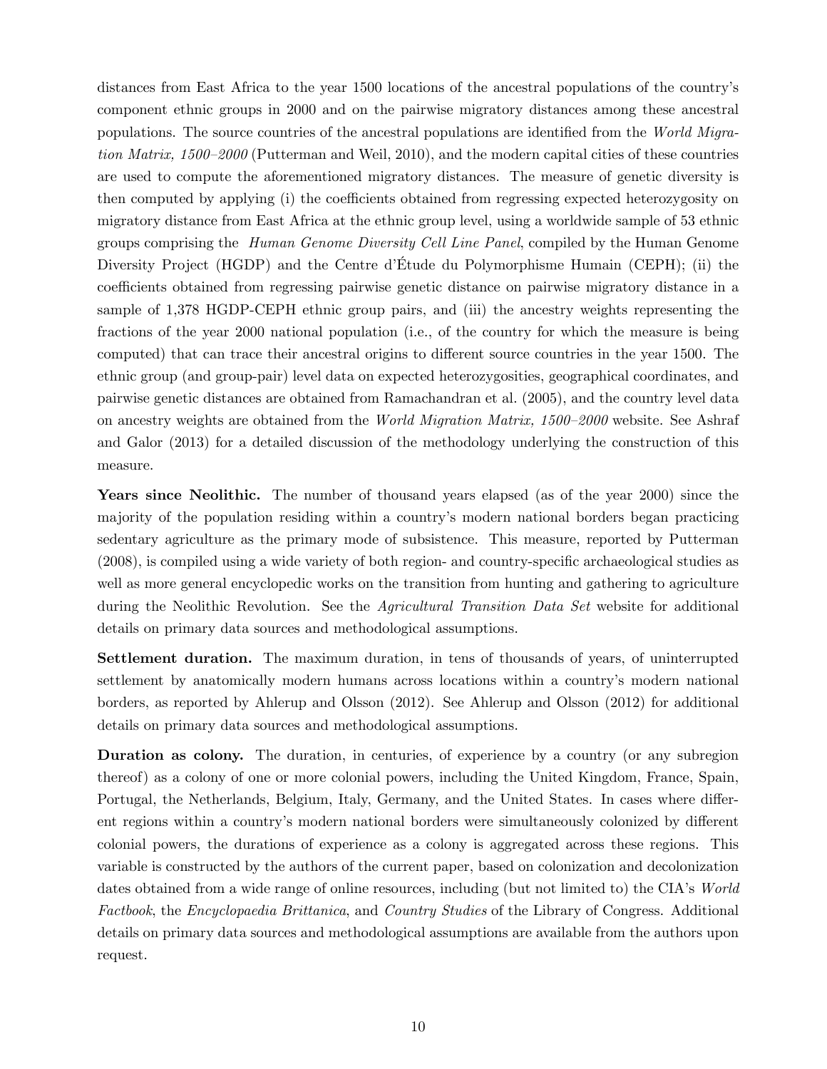distances from East Africa to the year 1500 locations of the ancestral populations of the country's component ethnic groups in 2000 and on the pairwise migratory distances among these ancestral populations. The source countries of the ancestral populations are identified from the *World Migration Matrix, 1500–2000* (Putterman and Weil, 2010), and the modern capital cities of these countries are used to compute the aforementioned migratory distances. The measure of genetic diversity is then computed by applying (i) the coefficients obtained from regressing expected heterozygosity on migratory distance from East Africa at the ethnic group level, using a worldwide sample of 53 ethnic groups comprising the *Human Genome Diversity Cell Line Panel*, compiled by the Human Genome Diversity Project (HGDP) and the Centre d'Étude du Polymorphisme Humain (CEPH); (ii) the coefficients obtained from regressing pairwise genetic distance on pairwise migratory distance in a sample of 1,378 HGDP-CEPH ethnic group pairs, and (iii) the ancestry weights representing the fractions of the year 2000 national population (i.e., of the country for which the measure is being computed) that can trace their ancestral origins to different source countries in the year 1500. The ethnic group (and group-pair) level data on expected heterozygosities, geographical coordinates, and pairwise genetic distances are obtained from Ramachandran et al. (2005), and the country level data on ancestry weights are obtained from the *World Migration Matrix, 1500–2000* website. See Ashraf and Galor (2013) for a detailed discussion of the methodology underlying the construction of this measure.

**Years since Neolithic.** The number of thousand years elapsed (as of the year 2000) since the majority of the population residing within a country's modern national borders began practicing sedentary agriculture as the primary mode of subsistence. This measure, reported by Putterman (2008), is compiled using a wide variety of both region- and country-specific archaeological studies as well as more general encyclopedic works on the transition from hunting and gathering to agriculture during the Neolithic Revolution. See the *Agricultural Transition Data Set* website for additional details on primary data sources and methodological assumptions.

**Settlement duration.** The maximum duration, in tens of thousands of years, of uninterrupted settlement by anatomically modern humans across locations within a country's modern national borders, as reported by Ahlerup and Olsson (2012). See Ahlerup and Olsson (2012) for additional details on primary data sources and methodological assumptions.

**Duration as colony.** The duration, in centuries, of experience by a country (or any subregion thereof) as a colony of one or more colonial powers, including the United Kingdom, France, Spain, Portugal, the Netherlands, Belgium, Italy, Germany, and the United States. In cases where different regions within a country's modern national borders were simultaneously colonized by different colonial powers, the durations of experience as a colony is aggregated across these regions. This variable is constructed by the authors of the current paper, based on colonization and decolonization dates obtained from a wide range of online resources, including (but not limited to) the CIA's *World Factbook*, the *Encyclopaedia Brittanica*, and *Country Studies* of the Library of Congress. Additional details on primary data sources and methodological assumptions are available from the authors upon request.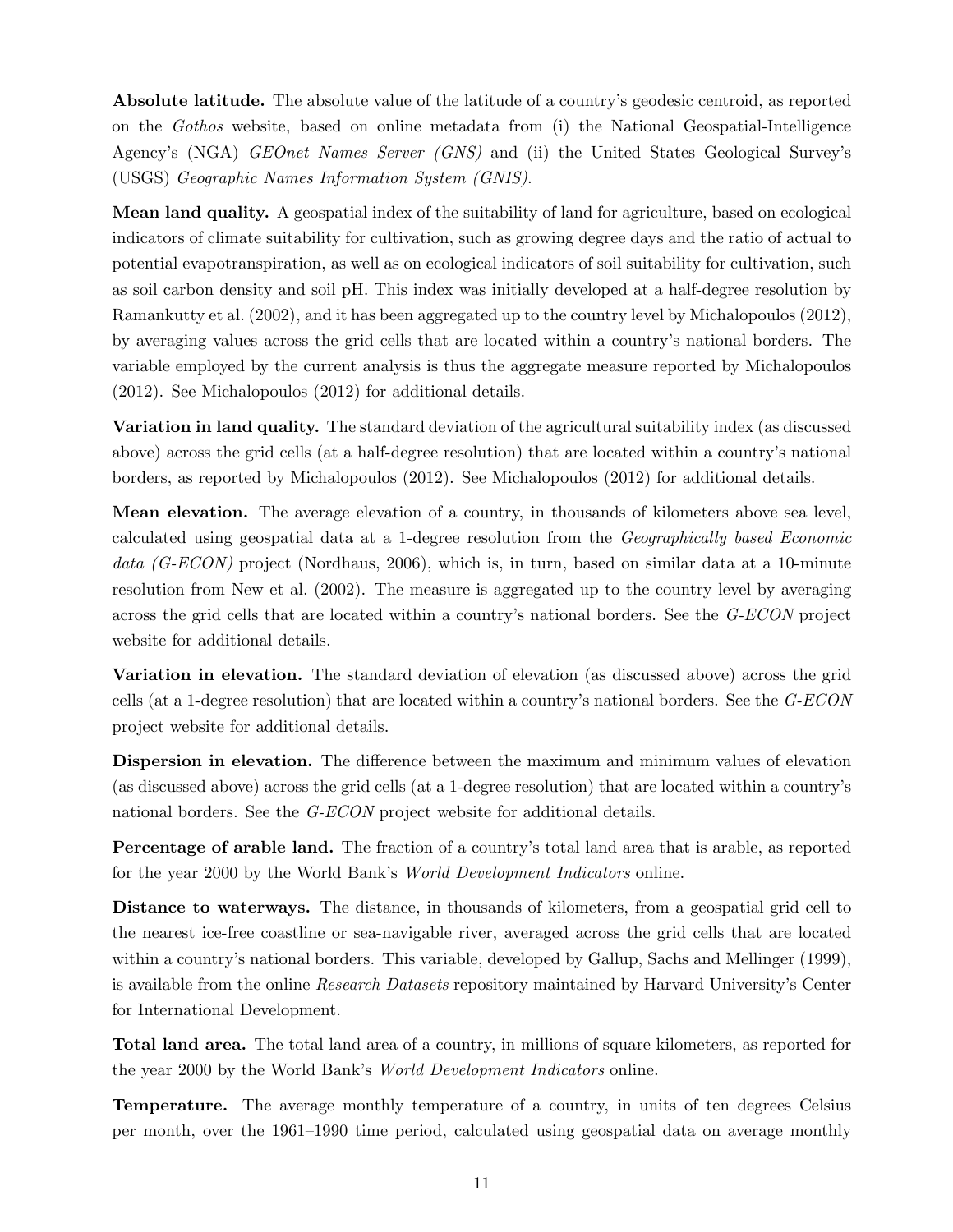**Absolute latitude.** The absolute value of the latitude of a country's geodesic centroid, as reported on the *Gothos* website, based on online metadata from (i) the National Geospatial-Intelligence Agency's (NGA) *GEOnet Names Server (GNS)* and (ii) the United States Geological Survey's (USGS) *Geographic Names Information System (GNIS)*.

**Mean land quality.** A geospatial index of the suitability of land for agriculture, based on ecological indicators of climate suitability for cultivation, such as growing degree days and the ratio of actual to potential evapotranspiration, as well as on ecological indicators of soil suitability for cultivation, such as soil carbon density and soil pH. This index was initially developed at a half-degree resolution by Ramankutty et al. (2002), and it has been aggregated up to the country level by Michalopoulos (2012), by averaging values across the grid cells that are located within a country's national borders. The variable employed by the current analysis is thus the aggregate measure reported by Michalopoulos (2012). See Michalopoulos (2012) for additional details.

**Variation in land quality.** The standard deviation of the agricultural suitability index (as discussed above) across the grid cells (at a half-degree resolution) that are located within a country's national borders, as reported by Michalopoulos (2012). See Michalopoulos (2012) for additional details.

**Mean elevation.** The average elevation of a country, in thousands of kilometers above sea level, calculated using geospatial data at a 1-degree resolution from the *Geographically based Economic data (G-ECON)* project (Nordhaus, 2006), which is, in turn, based on similar data at a 10-minute resolution from New et al. (2002). The measure is aggregated up to the country level by averaging across the grid cells that are located within a country's national borders. See the *G-ECON* project website for additional details.

**Variation in elevation.** The standard deviation of elevation (as discussed above) across the grid cells (at a 1-degree resolution) that are located within a country's national borders. See the *G-ECON* project website for additional details.

**Dispersion in elevation.** The difference between the maximum and minimum values of elevation (as discussed above) across the grid cells (at a 1-degree resolution) that are located within a country's national borders. See the *G-ECON* project website for additional details.

**Percentage of arable land.** The fraction of a country's total land area that is arable, as reported for the year 2000 by the World Bank's *World Development Indicators* online.

**Distance to waterways.** The distance, in thousands of kilometers, from a geospatial grid cell to the nearest ice-free coastline or sea-navigable river, averaged across the grid cells that are located within a country's national borders. This variable, developed by Gallup, Sachs and Mellinger (1999), is available from the online *Research Datasets* repository maintained by Harvard University's Center for International Development.

**Total land area.** The total land area of a country, in millions of square kilometers, as reported for the year 2000 by the World Bank's *World Development Indicators* online.

**Temperature.** The average monthly temperature of a country, in units of ten degrees Celsius per month, over the 1961–1990 time period, calculated using geospatial data on average monthly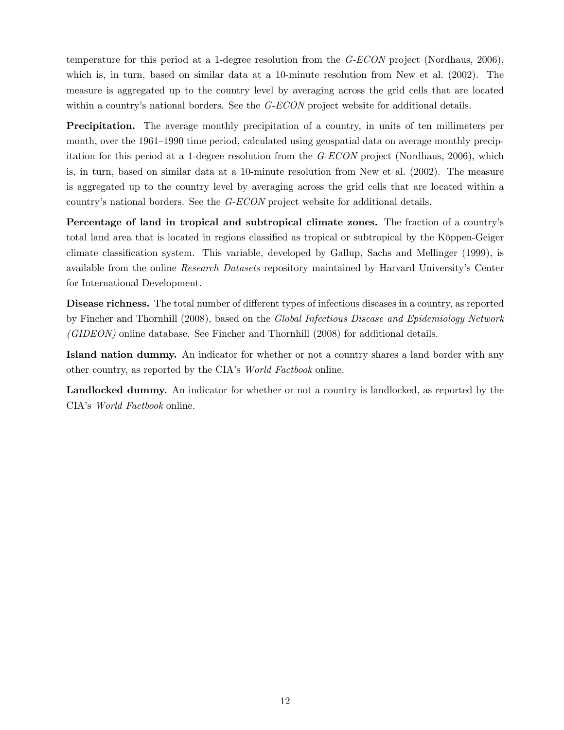temperature for this period at a 1-degree resolution from the *G-ECON* project (Nordhaus, 2006), which is, in turn, based on similar data at a 10-minute resolution from New et al. (2002). The measure is aggregated up to the country level by averaging across the grid cells that are located within a country's national borders. See the *G-ECON* project website for additional details.

**Precipitation.** The average monthly precipitation of a country, in units of ten millimeters per month, over the 1961–1990 time period, calculated using geospatial data on average monthly precipitation for this period at a 1-degree resolution from the *G-ECON* project (Nordhaus, 2006), which is, in turn, based on similar data at a 10-minute resolution from New et al. (2002). The measure is aggregated up to the country level by averaging across the grid cells that are located within a country's national borders. See the *G-ECON* project website for additional details.

**Percentage of land in tropical and subtropical climate zones.** The fraction of a country's total land area that is located in regions classified as tropical or subtropical by the Köppen-Geiger climate classification system. This variable, developed by Gallup, Sachs and Mellinger (1999), is available from the online *Research Datasets* repository maintained by Harvard University's Center for International Development.

**Disease richness.** The total number of different types of infectious diseases in a country, as reported by Fincher and Thornhill (2008), based on the *Global Infectious Disease and Epidemiology Network (GIDEON)* online database. See Fincher and Thornhill (2008) for additional details.

**Island nation dummy.** An indicator for whether or not a country shares a land border with any other country, as reported by the CIA's *World Factbook* online.

**Landlocked dummy.** An indicator for whether or not a country is landlocked, as reported by the CIA's *World Factbook* online.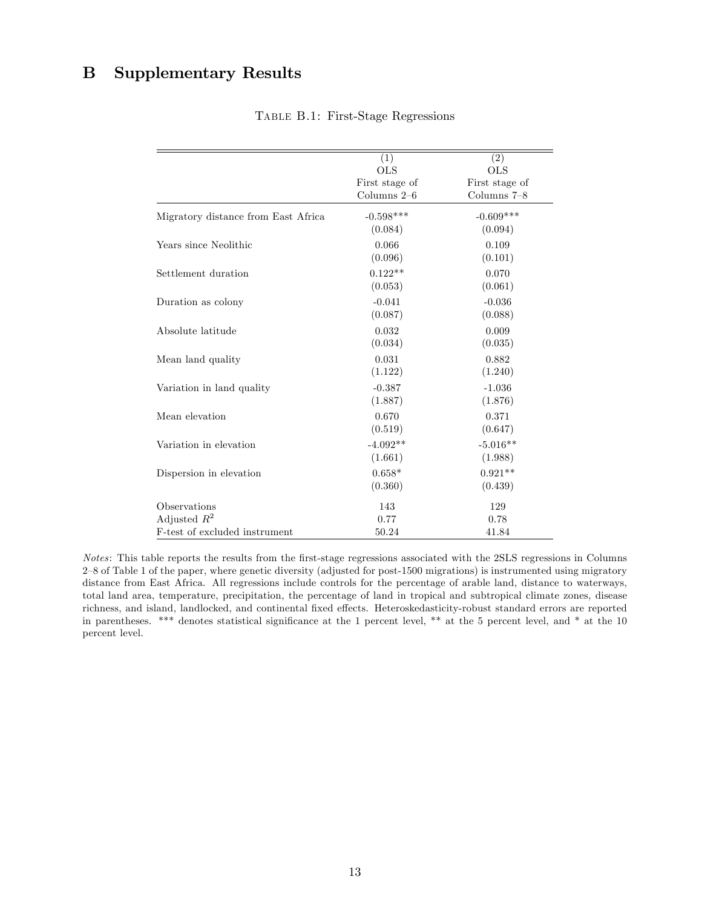# B Supplementary Results

Table B.1: First-Stage Regressions

| | (1) OLS First stage of Columns 2–6 | (2) OLS First stage of Columns 7–8 |
|---|---|---|
| Migratory distance from East Africa | -0.598*** | -0.609*** |
| | (0.084) | (0.094) |
| Years since Neolithic | 0.066 | 0.109 |
| | (0.096) | (0.101) |
| Settlement duration | 0.122** | 0.070 |
| | (0.053) | (0.061) |
| Duration as colony | -0.041 | -0.036 |
| | (0.087) | (0.088) |
| Absolute latitude | 0.032 | 0.009 |
| | (0.034) | (0.035) |
| Mean land quality | 0.031 | 0.882 |
| | (1.122) | (1.240) |
| Variation in land quality | -0.387 | -1.036 |
| | (1.887) | (1.876) |
| Mean elevation | 0.670 | 0.371 |
| | (0.519) | (0.647) |
| Variation in elevation | -4.092** | -5.016** |
| | (1.661) | (1.988) |
| Dispersion in elevation | 0.658* | 0.921** |
| | (0.360) | (0.439) |
| Observations | 143 | 129 |
| Adjusted $R^2$ | 0.77 | 0.78 |
| F-test of excluded instrument | 50.24 | 41.84 |

*Notes*: This table reports the results from the first-stage regressions associated with the 2SLS regressions in Columns 2–8 of Table 1 of the paper, where genetic diversity (adjusted for post-1500 migrations) is instrumented using migratory distance from East Africa. All regressions include controls for the percentage of arable land, distance to waterways, total land area, temperature, precipitation, the percentage of land in tropical and subtropical climate zones, disease richness, and island, landlocked, and continental fixed effects. Heteroskedasticity-robust standard errors are reported in parentheses. *** denotes statistical significance at the 1 percent level, ** at the 5 percent level, and * at the 10 percent level.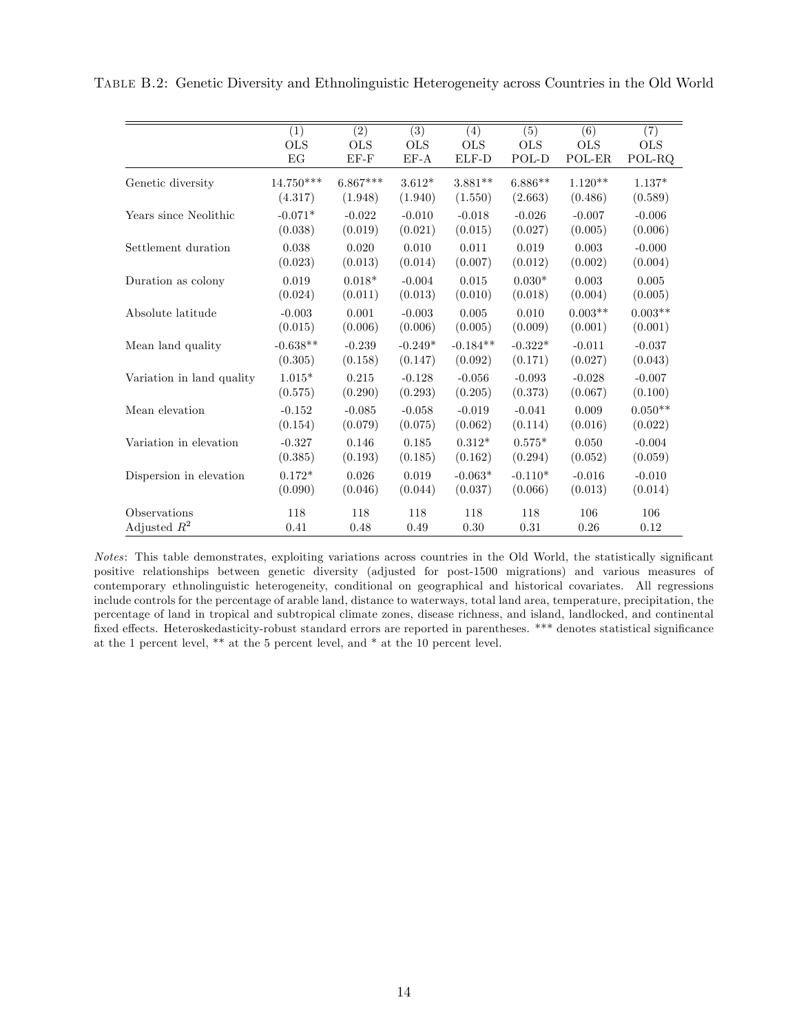TABLE B.2: Genetic Diversity and Ethnolinguistic Heterogeneity across Countries in the Old World

| | (1) | (2) | (3) | (4) | (5) | (6) | (7) |
|---|---|---|---|---|---|---|---|
| | OLS | OLS | OLS | OLS | OLS | OLS | OLS |
| | EG | EF-F | EF-A | ELF-D | POL-D | POL-ER | POL-RQ |
| Genetic diversity | 14.750*** | 6.867*** | 3.612* | 3.881** | 6.886** | 1.120** | 1.137* |
| | (4.317) | (1.948) | (1.940) | (1.550) | (2.663) | (0.486) | (0.589) |
| Years since Neolithic | -0.071* | -0.022 | -0.010 | -0.018 | -0.026 | -0.007 | -0.006 |
| | (0.038) | (0.019) | (0.021) | (0.015) | (0.027) | (0.005) | (0.006) |
| Settlement duration | 0.038 | 0.020 | 0.010 | 0.011 | 0.019 | 0.003 | -0.000 |
| | (0.023) | (0.013) | (0.014) | (0.007) | (0.012) | (0.002) | (0.004) |
| Duration as colony | 0.019 | 0.018* | -0.004 | 0.015 | 0.030* | 0.003 | 0.005 |
| | (0.024) | (0.011) | (0.013) | (0.010) | (0.018) | (0.004) | (0.005) |
| Absolute latitude | -0.003 | 0.001 | -0.003 | 0.005 | 0.010 | 0.003** | 0.003** |
| | (0.015) | (0.006) | (0.006) | (0.005) | (0.009) | (0.001) | (0.001) |
| Mean land quality | -0.638** | -0.239 | -0.249* | -0.184** | -0.322* | -0.011 | -0.037 |
| | (0.305) | (0.158) | (0.147) | (0.092) | (0.171) | (0.027) | (0.043) |
| Variation in land quality | 1.015* | 0.215 | -0.128 | -0.056 | -0.093 | -0.028 | -0.007 |
| | (0.575) | (0.290) | (0.293) | (0.205) | (0.373) | (0.067) | (0.100) |
| Mean elevation | -0.152 | -0.085 | -0.058 | -0.019 | -0.041 | 0.009 | 0.050** |
| | (0.154) | (0.079) | (0.075) | (0.062) | (0.114) | (0.016) | (0.022) |
| Variation in elevation | -0.327 | 0.146 | 0.185 | 0.312* | 0.575* | 0.050 | -0.004 |
| | (0.385) | (0.193) | (0.185) | (0.162) | (0.294) | (0.052) | (0.059) |
| Dispersion in elevation | 0.172* | 0.026 | 0.019 | -0.063* | -0.110* | -0.016 | -0.010 |
| | (0.090) | (0.046) | (0.044) | (0.037) | (0.066) | (0.013) | (0.014) |
| Observations | 118 | 118 | 118 | 118 | 118 | 106 | 106 |
| Adjusted $R^2$ | 0.41 | 0.48 | 0.49 | 0.30 | 0.31 | 0.26 | 0.12 |

*Notes*: This table demonstrates, exploiting variations across countries in the Old World, the statistically significant positive relationships between genetic diversity (adjusted for post-1500 migrations) and various measures of contemporary ethnolinguistic heterogeneity, conditional on geographical and historical covariates. All regressions include controls for the percentage of arable land, distance to waterways, total land area, temperature, precipitation, the percentage of land in tropical and subtropical climate zones, disease richness, and island, landlocked, and continental fixed effects. Heteroskedasticity-robust standard errors are reported in parentheses. *** denotes statistical significance at the 1 percent level, ** at the 5 percent level, and * at the 10 percent level.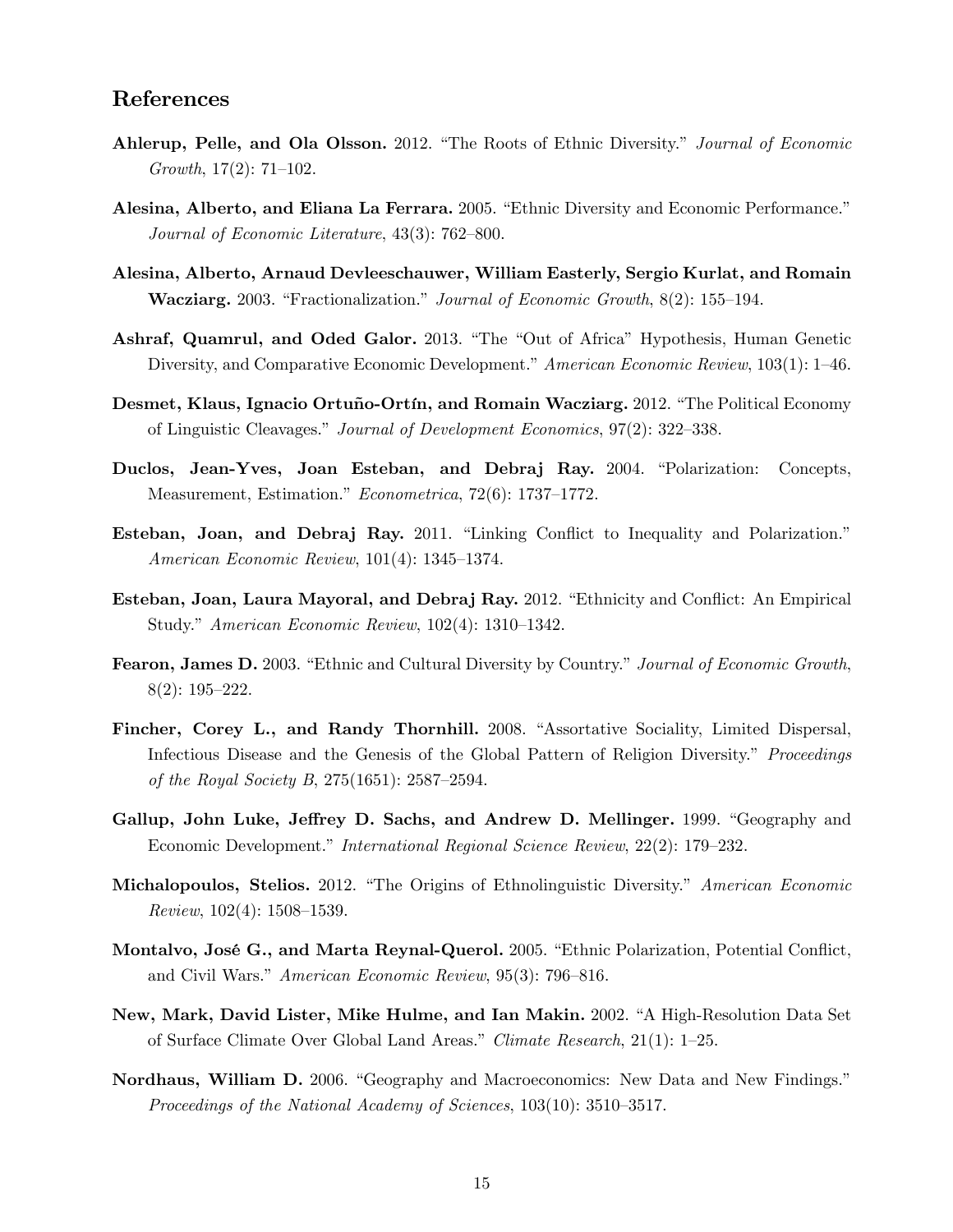## References

**Ahlerup, Pelle, and Ola Olsson.** 2012. "The Roots of Ethnic Diversity." *Journal of Economic Growth*, 17(2): 71–102.

**Alesina, Alberto, and Eliana La Ferrara.** 2005. "Ethnic Diversity and Economic Performance." *Journal of Economic Literature*, 43(3): 762–800.

**Alesina, Alberto, Arnaud Devleeschauwer, William Easterly, Sergio Kurlat, and Romain Wacziarg.** 2003. "Fractionalization." *Journal of Economic Growth*, 8(2): 155–194.

**Ashraf, Quamrul, and Oded Galor.** 2013. "The "Out of Africa" Hypothesis, Human Genetic Diversity, and Comparative Economic Development." *American Economic Review*, 103(1): 1–46.

**Desmet, Klaus, Ignacio Ortuño-Ortín, and Romain Wacziarg.** 2012. "The Political Economy of Linguistic Cleavages." *Journal of Development Economics*, 97(2): 322–338.

**Duclos, Jean-Yves, Joan Esteban, and Debraj Ray.** 2004. "Polarization: Concepts, Measurement, Estimation." *Econometrica*, 72(6): 1737–1772.

**Esteban, Joan, and Debraj Ray.** 2011. "Linking Conflict to Inequality and Polarization." *American Economic Review*, 101(4): 1345–1374.

**Esteban, Joan, Laura Mayoral, and Debraj Ray.** 2012. "Ethnicity and Conflict: An Empirical Study." *American Economic Review*, 102(4): 1310–1342.

**Fearon, James D.** 2003. "Ethnic and Cultural Diversity by Country." *Journal of Economic Growth*, 8(2): 195–222.

**Fincher, Corey L., and Randy Thornhill.** 2008. "Assortative Sociality, Limited Dispersal, Infectious Disease and the Genesis of the Global Pattern of Religion Diversity." *Proceedings of the Royal Society B*, 275(1651): 2587–2594.

**Gallup, John Luke, Jeffrey D. Sachs, and Andrew D. Mellinger.** 1999. "Geography and Economic Development." *International Regional Science Review*, 22(2): 179–232.

**Michalopoulos, Stelios.** 2012. "The Origins of Ethnolinguistic Diversity." *American Economic Review*, 102(4): 1508–1539.

**Montalvo, José G., and Marta Reynal-Querol.** 2005. "Ethnic Polarization, Potential Conflict, and Civil Wars." *American Economic Review*, 95(3): 796–816.

**New, Mark, David Lister, Mike Hulme, and Ian Makin.** 2002. "A High-Resolution Data Set of Surface Climate Over Global Land Areas." *Climate Research*, 21(1): 1–25.

**Nordhaus, William D.** 2006. "Geography and Macroeconomics: New Data and New Findings." *Proceedings of the National Academy of Sciences*, 103(10): 3510–3517.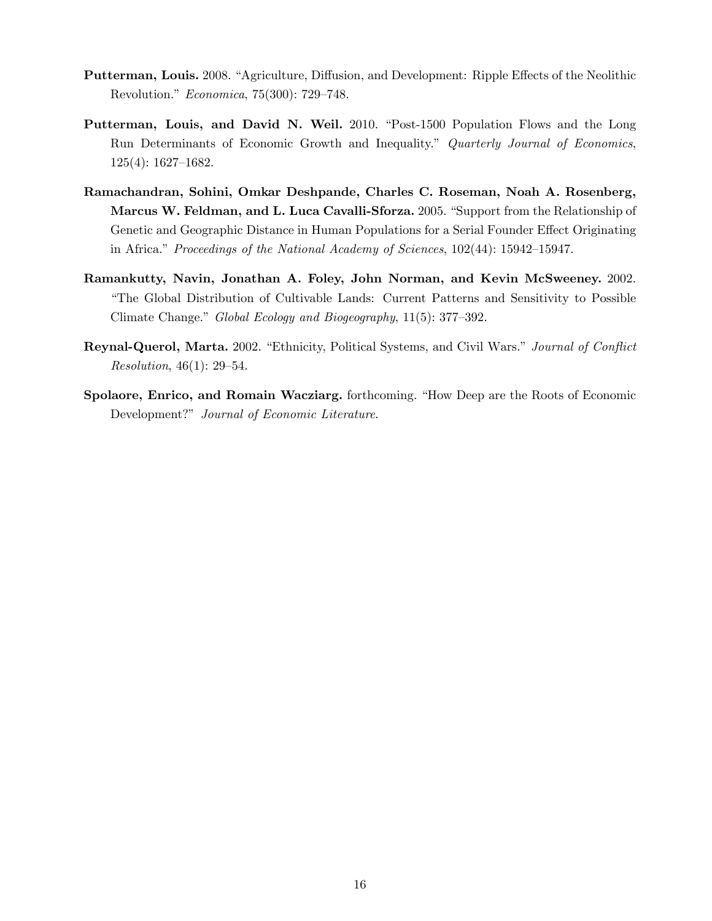**Putterman, Louis.** 2008. "Agriculture, Diffusion, and Development: Ripple Effects of the Neolithic Revolution." *Economica*, 75(300): 729–748.

**Putterman, Louis, and David N. Weil.** 2010. "Post-1500 Population Flows and the Long Run Determinants of Economic Growth and Inequality." *Quarterly Journal of Economics*, 125(4): 1627–1682.

**Ramachandran, Sohini, Omkar Deshpande, Charles C. Roseman, Noah A. Rosenberg, Marcus W. Feldman, and L. Luca Cavalli-Sforza.** 2005. "Support from the Relationship of Genetic and Geographic Distance in Human Populations for a Serial Founder Effect Originating in Africa." *Proceedings of the National Academy of Sciences*, 102(44): 15942–15947.

**Ramankutty, Navin, Jonathan A. Foley, John Norman, and Kevin McSweeney.** 2002. "The Global Distribution of Cultivable Lands: Current Patterns and Sensitivity to Possible Climate Change." *Global Ecology and Biogeography*, 11(5): 377–392.

**Reynal-Querol, Marta.** 2002. "Ethnicity, Political Systems, and Civil Wars." *Journal of Conflict Resolution*, 46(1): 29–54.

**Spolaore, Enrico, and Romain Wacziarg.** forthcoming. "How Deep are the Roots of Economic Development?" *Journal of Economic Literature*.